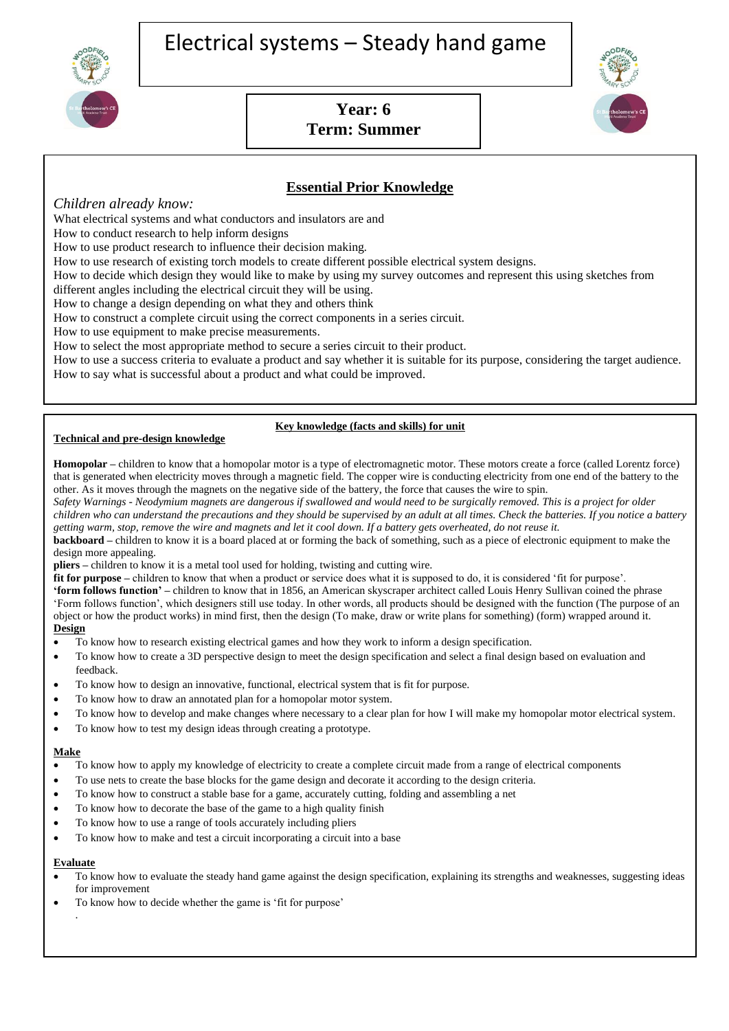# Electrical systems – Steady hand game

**Year: 6**
**Term: Summer**

## Essential Prior Knowledge

*Children already know:*

What electrical systems and what conductors and insulators are and
How to conduct research to help inform designs
How to use product research to influence their decision making.
How to use research of existing torch models to create different possible electrical system designs.
How to decide which design they would like to make by using my survey outcomes and represent this using sketches from different angles including the electrical circuit they will be using.
How to change a design depending on what they and others think
How to construct a complete circuit using the correct components in a series circuit.
How to use equipment to make precise measurements.
How to select the most appropriate method to secure a series circuit to their product.
How to use a success criteria to evaluate a product and say whether it is suitable for its purpose, considering the target audience.
How to say what is successful about a product and what could be improved.

## Key knowledge (facts and skills) for unit

**Technical and pre-design knowledge**

**Homopolar** – children to know that a homopolar motor is a type of electromagnetic motor. These motors create a force (called Lorentz force) that is generated when electricity moves through a magnetic field. The copper wire is conducting electricity from one end of the battery to the other. As it moves through the magnets on the negative side of the battery, the force that causes the wire to spin.
*Safety Warnings - Neodymium magnets are dangerous if swallowed and would need to be surgically removed. This is a project for older children who can understand the precautions and they should be supervised by an adult at all times. Check the batteries. If you notice a battery getting warm, stop, remove the wire and magnets and let it cool down. If a battery gets overheated, do not reuse it.*
**backboard** – children to know it is a board placed at or forming the back of something, such as a piece of electronic equipment to make the design more appealing.
**pliers** – children to know it is a metal tool used for holding, twisting and cutting wire.
**fit for purpose** – children to know that when a product or service does what it is supposed to do, it is considered 'fit for purpose'.
**'form follows function'** – children to know that in 1856, an American skyscraper architect called Louis Henry Sullivan coined the phrase 'Form follows function', which designers still use today. In other words, all products should be designed with the function (The purpose of an object or how the product works) in mind first, then the design (To make, draw or write plans for something) (form) wrapped around it.

**Design**

- To know how to research existing electrical games and how they work to inform a design specification.
- To know how to create a 3D perspective design to meet the design specification and select a final design based on evaluation and feedback.
- To know how to design an innovative, functional, electrical system that is fit for purpose.
- To know how to draw an annotated plan for a homopolar motor system.
- To know how to develop and make changes where necessary to a clear plan for how I will make my homopolar motor electrical system.
- To know how to test my design ideas through creating a prototype.

**Make**

- To know how to apply my knowledge of electricity to create a complete circuit made from a range of electrical components
- To use nets to create the base blocks for the game design and decorate it according to the design criteria.
- To know how to construct a stable base for a game, accurately cutting, folding and assembling a net
- To know how to decorate the base of the game to a high quality finish
- To know how to use a range of tools accurately including pliers
- To know how to make and test a circuit incorporating a circuit into a base

**Evaluate**

- To know how to evaluate the steady hand game against the design specification, explaining its strengths and weaknesses, suggesting ideas for improvement
- To know how to decide whether the game is 'fit for purpose'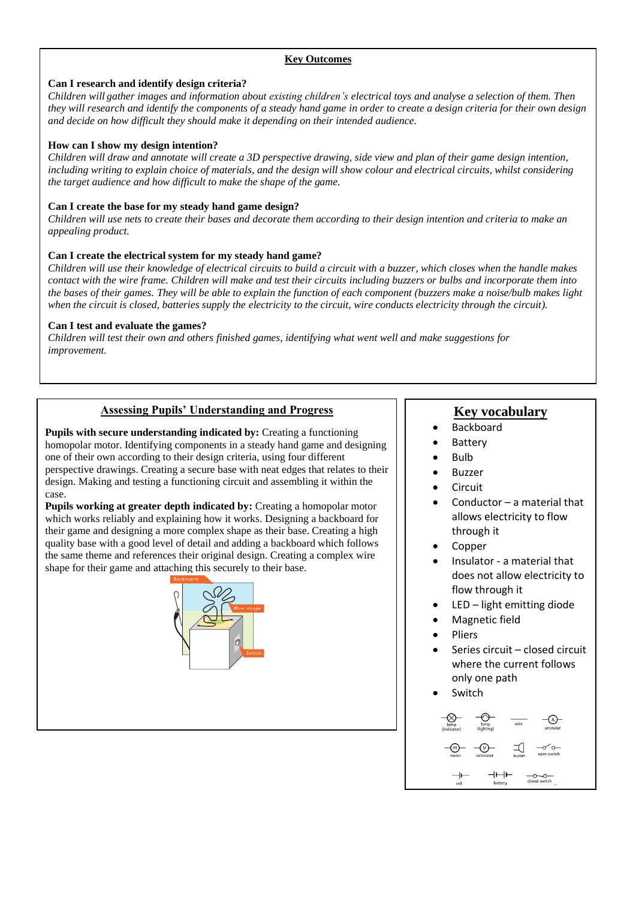## Key Outcomes

**Can I research and identify design criteria?**
*Children will gather images and information about existing children's electrical toys and analyse a selection of them. Then they will research and identify the components of a steady hand game in order to create a design criteria for their own design and decide on how difficult they should make it depending on their intended audience.*

**How can I show my design intention?**
*Children will draw and annotate will create a 3D perspective drawing, side view and plan of their game design intention, including writing to explain choice of materials, and the design will show colour and electrical circuits, whilst considering the target audience and how difficult to make the shape of the game.*

**Can I create the base for my steady hand game design?**
*Children will use nets to create their bases and decorate them according to their design intention and criteria to make an appealing product.*

**Can I create the electrical system for my steady hand game?**
*Children will use their knowledge of electrical circuits to build a circuit with a buzzer, which closes when the handle makes contact with the wire frame. Children will make and test their circuits including buzzers or bulbs and incorporate them into the bases of their games. They will be able to explain the function of each component (buzzers make a noise/bulb makes light when the circuit is closed, batteries supply the electricity to the circuit, wire conducts electricity through the circuit).*

**Can I test and evaluate the games?**
*Children will test their own and others finished games, identifying what went well and make suggestions for improvement.*

## Assessing Pupils' Understanding and Progress

**Pupils with secure understanding indicated by:** Creating a functioning homopolar motor. Identifying components in a steady hand game and designing one of their own according to their design criteria, using four different perspective drawings. Creating a secure base with neat edges that relates to their design. Making and testing a functioning circuit and assembling it within the case.

**Pupils working at greater depth indicated by:** Creating a homopolar motor which works reliably and explaining how it works. Designing a backboard for their game and designing a more complex shape as their base. Creating a high quality base with a good level of detail and adding a backboard which follows the same theme and references their original design. Creating a complex wire shape for their game and attaching this securely to their base.

Backboard
Wire shape
Switch

## Key vocabulary

- Backboard
- Battery
- Bulb
- Buzzer
- Circuit
- Conductor – a material that allows electricity to flow through it
- Copper
- Insulator - a material that does not allow electricity to flow through it
- LED – light emitting diode
- Magnetic field
- Pliers
- Series circuit – closed circuit where the current follows only one path
- Switch

lamp (indicator)
lamp (lighting)
wire
ammeter
motor
voltmeter
buzzer
open switch
cell
battery
closed switch